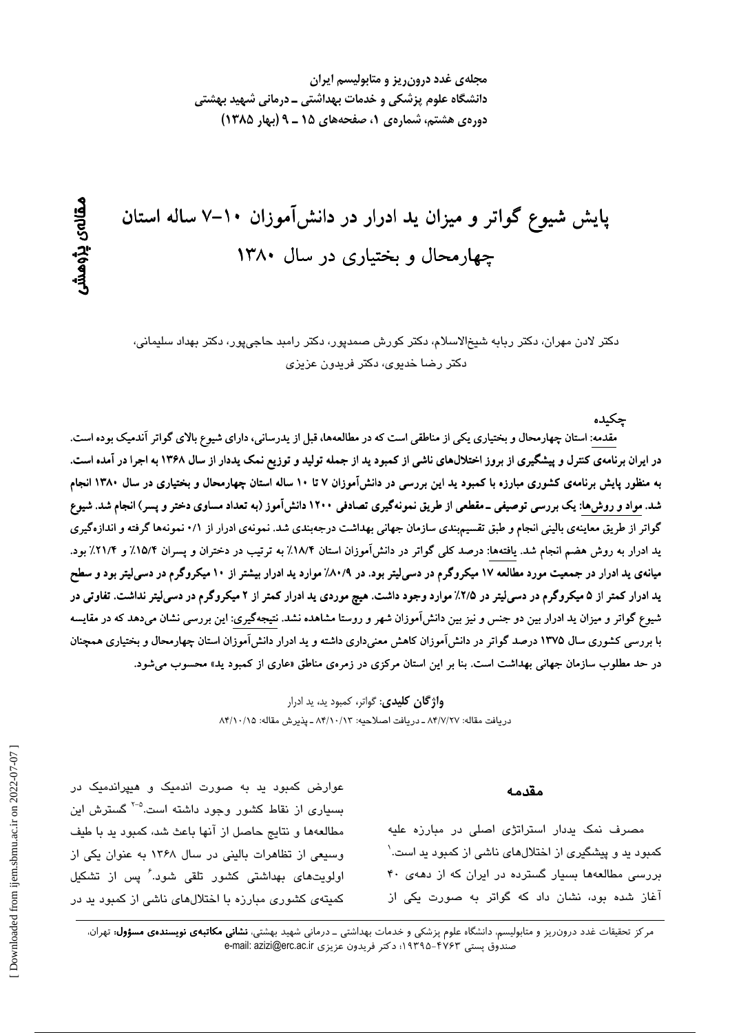مجله‌ی غدد درون‌ریز و متابولیسم ایران
دانشگاه علوم پزشکی و خدمات بهداشتی ـ درمانی شهید بهشتی
دوره‌ی هشتم، شماره‌ی ۱، صفحه‌های ۱۵ ـ ۹ (بهار ۱۳۸۵)

مقاله‌ی پژوهشی

# پایش شیوع گواتر و میزان ید ادرار در دانش‌آموزان ۱۰-۷ ساله استان چهارمحال و بختیاری در سال ۱۳۸۰

دکتر لادن مهران، دکتر ربابه شیخ‌الاسلام، دکتر کورش صمدپور، دکتر رامبد حاجی‌پور، دکتر بهداد سلیمانی، دکتر رضا خدیوی، دکتر فریدون عزیزی

## چکیده

مقدمه: استان چهارمحال و بختیاری یکی از مناطقی است که در مطالعه‌ها، قبل از یدرسانی، دارای شیوع بالای گواتر آندمیک بوده است. در ایران برنامه‌ی کنترل و پیشگیری از بروز اختلال‌های ناشی از کمبود ید از جمله تولید و توزیع نمک یددار از سال ۱۳۶۸ به اجرا در آمده است. به منظور پایش برنامه‌ی کشوری مبارزه با کمبود ید این بررسی در دانش‌آموزان ۷ تا ۱۰ ساله استان چهارمحال و بختیاری در سال ۱۳۸۰ انجام شد. مواد و روش‌ها: یک بررسی توصیفی ـ مقطعی از طریق نمونه‌گیری تصادفی ۱۲۰۰ دانش‌آموز (به تعداد مساوی دختر و پسر) انجام شد. شیوع گواتر از طریق معاینه‌ی بالینی انجام و طبق تقسیم‌بندی سازمان جهانی بهداشت درجه‌بندی شد. نمونه‌ی ادرار از ۰/۱ نمونه‌ها گرفته و اندازه‌گیری ید ادرار به روش هضم انجام شد. یافته‌ها: درصد کلی گواتر در دانش‌آموزان استان ۱۸/۷٪ به ترتیب در دختران و پسران ۱۵/۴٪ و ۲۱/۴٪ بود. میانه‌ی ید ادرار در جمعیت مورد مطالعه ۱۷ میکروگرم در دسی‌لیتر بود. در ۸۰/۹٪ موارد ید ادرار بیشتر از ۱۰ میکروگرم در دسی‌لیتر بود و سطح ید ادرار کمتر از ۵ میکروگرم در دسی‌لیتر در ۲/۵٪ موارد وجود داشت. هیچ موردی ید ادرار کمتر از ۲ میکروگرم در دسی‌لیتر نداشت. تفاوتی در شیوع گواتر و میزان ید ادرار بین دو جنس و نیز بین دانش‌آموزان شهر و روستا مشاهده نشد. نتیجه‌گیری: این بررسی نشان می‌دهد که در مقایسه با بررسی کشوری سال ۱۳۷۵ درصد گواتر در دانش‌آموزان کاهش معنی‌داری داشته و ید ادرار دانش‌آموزان استان چهارمحال و بختیاری همچنان در حد مطلوب سازمان جهانی بهداشت است. بنا بر این استان مرکزی در زمره‌ی مناطق «عاری از کمبود ید» محسوب می‌شود.

**واژگان کلیدی**: گواتر، کمبود ید، ید ادرار

دریافت مقاله: ۸۴/۷/۲۷ ـ دریافت اصلاحیه: ۸۴/۱۰/۱۳ ـ پذیرش مقاله: ۸۴/۱۰/۱۵

## مقدمه

مصرف نمک یددار استراتژی اصلی در مبارزه علیه کمبود ید و پیشگیری از اختلال‌های ناشی از کمبود ید است.[۱] بررسی مطالعه‌ها بسیار گسترده در ایران که از دهه‌ی ۴۰ آغاز شده بود، نشان داد که گواتر به صورت یکی از عوارض کمبود ید به صورت اندمیک و هیپراندمیک در بسیاری از نقاط کشور وجود داشته است.[۲-۵] گسترش این مطالعه‌ها و نتایج حاصل از آنها باعث شد، کمبود ید با طیف وسیعی از تظاهرات بالینی در سال ۱۳۶۸ به عنوان یکی از اولویت‌های بهداشتی کشور تلقی شود.[۶] پس از تشکیل کمیته‌ی کشوری مبارزه با اختلال‌های ناشی از کمبود ید در

مرکز تحقیقات غدد درون‌ریز و متابولیسم، دانشگاه علوم پزشکی و خدمات بهداشتی ـ درمانی شهید بهشتی، **نشانی مکاتبه‌ی نویسنده‌ی مسؤول:** تهران، صندوق پستی ۴۷۶۳-۱۹۳۹۵؛ دکتر فریدون عزیزی e-mail: azizi@erc.ac.ir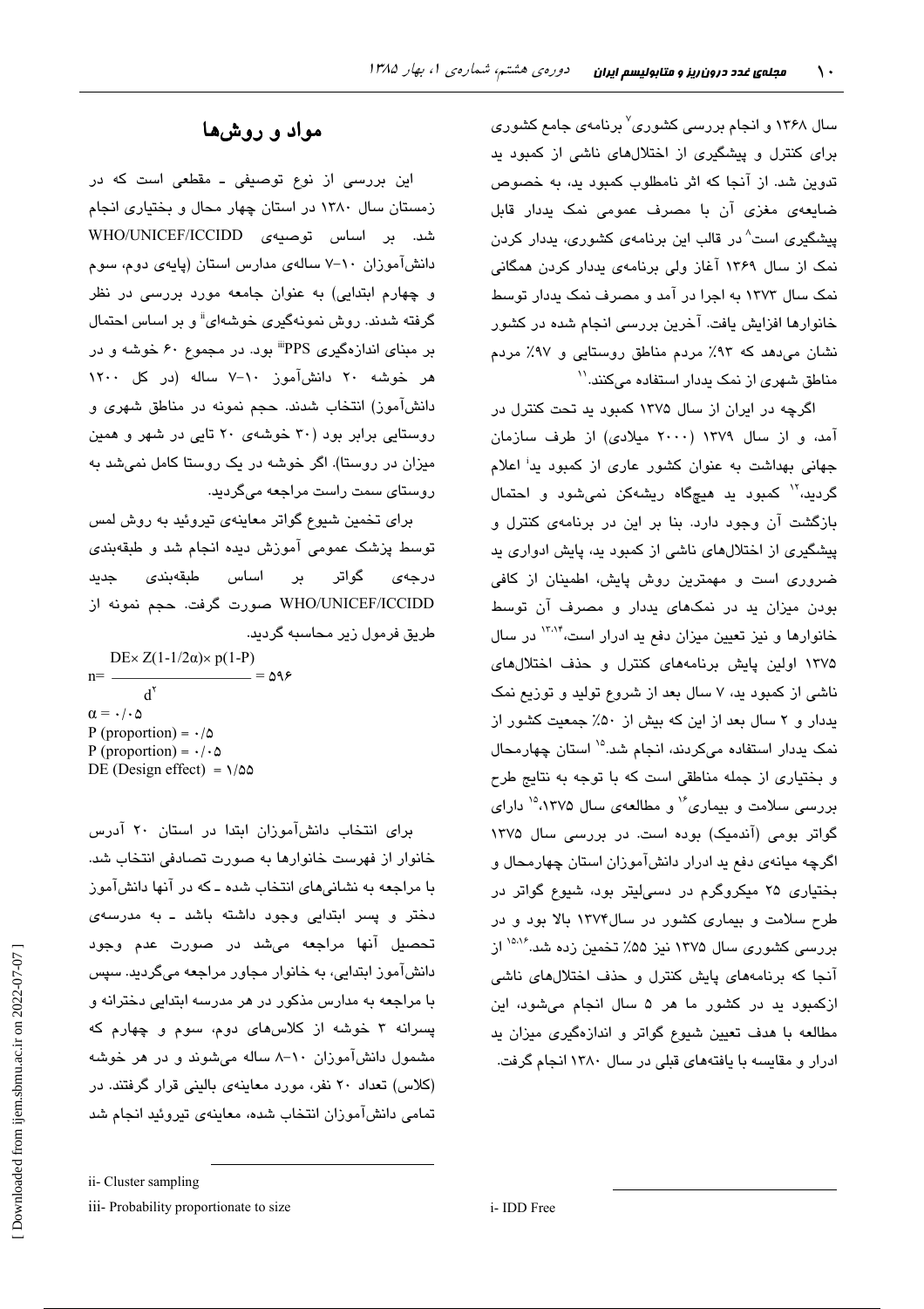سال ۱۳۶۸ و انجام بررسی کشوری[۷] برنامه‌ی جامع کشوری برای کنترل و پیشگیری از اختلال‌های ناشی از کمبود ید تدوین شد. از آنجا که اثر نامطلوب کمبود ید، به خصوص ضایعه‌ی مغزی آن با مصرف عمومی نمک یددار قابل پیشگیری است[۸] در قالب این برنامه‌ی کشوری، یددار کردن نمک از سال ۱۳۶۹ آغاز ولی برنامه‌ی یددار کردن همگانی نمک سال ۱۳۷۳ به اجرا در آمد و مصرف نمک یددار توسط خانوارها افزایش یافت. آخرین بررسی انجام شده در کشور نشان می‌دهد که ۹۳٪ مردم مناطق روستایی و ۹۷٪ مردم مناطق شهری از نمک یددار استفاده می‌کنند.[۱۱]

اگرچه در ایران از سال ۱۳۷۵ کمبود ید تحت کنترل در آمد، و از سال ۱۳۷۹ (۲۰۰۰ میلادی) از طرف سازمان جهانی بهداشت به عنوان کشور عاری از کمبود ید[i] اعلام گردید،[۱۲] کمبود ید هیچگاه ریشه‌کن نمی‌شود و احتمال بازگشت آن وجود دارد. بنا بر این در برنامه‌ی کنترل و پیشگیری از اختلال‌های ناشی از کمبود ید، پایش ادواری ید ضروری است و مهمترین روش پایش، اطمینان از کافی بودن میزان ید در نمک‌های یددار و مصرف آن توسط خانوارها و نیز تعیین میزان دفع ید ادرار است،[۱۳،۱۴] در سال ۱۳۷۵ اولین پایش برنامه‌های کنترل و حذف اختلال‌های ناشی از کمبود ید، ۷ سال بعد از شروع تولید و توزیع نمک یددار و ۲ سال بعد از این که بیش از ۵۰٪ جمعیت کشور از نمک یددار استفاده می‌کردند، انجام شد.[۱۵] استان چهارمحال و بختیاری از جمله مناطقی است که با توجه به نتایج طرح بررسی سلامت و بیماری[۱۶] و مطالعه‌ی سال ۱۳۷۵،[۱۵] دارای گواتر بومی (آندمیک) بوده است. در بررسی سال ۱۳۷۵ اگرچه میانه‌ی دفع ید ادرار دانش‌آموزان استان چهارمحال و بختیاری ۲۵ میکروگرم در دسی‌لیتر بود، شیوع گواتر در طرح سلامت و بیماری کشور در سال ۱۳۷۴ بالا بود و در بررسی کشوری سال ۱۳۷۵ نیز ۵۵٪ تخمین زده شد.[۱۵،۱۶] از آنجا که برنامه‌های پایش کنترل و حذف اختلال‌های ناشی ازکمبود ید در کشور ما هر ۵ سال انجام می‌شود، این مطالعه با هدف تعیین شیوع گواتر و اندازه‌گیری میزان ید ادرار و مقایسه با یافته‌های قبلی در سال ۱۳۸۰ انجام گرفت.

## مواد و روش‌ها

این بررسی از نوع توصیفی ـ مقطعی است که در زمستان سال ۱۳۸۰ در استان چهار محال و بختیاری انجام شد. بر اساس توصیه‌ی WHO/UNICEF/ICCIDD دانش‌آموزان ۱۰-۷ ساله‌ی مدارس استان (پایه‌ی دوم، سوم و چهارم ابتدایی) به عنوان جامعه مورد بررسی در نظر گرفته شدند. روش نمونه‌گیری خوشه‌ای[ii] و بر اساس احتمال بر مبنای اندازه‌گیری PPS[iii] بود. در مجموع ۶۰ خوشه و در هر خوشه ۲۰ دانش‌آموز ۱۰-۷ ساله (در کل ۱۲۰۰ دانش‌آموز) انتخاب شدند. حجم نمونه در مناطق شهری و روستایی برابر بود (۳۰ خوشه‌ی ۲۰ تایی در شهر و همین میزان در روستا). اگر خوشه در یک روستا کامل نمی‌شد به روستای سمت راست مراجعه می‌گردید.

برای تخمین شیوع گواتر معاینه‌ی تیروئید به روش لمس توسط پزشک عمومی آموزش دیده انجام شد و طبقه‌بندی درجه‌ی گواتر بر اساس طبقه‌بندی جدید WHO/UNICEF/ICCIDD صورت گرفت. حجم نمونه از طریق فرمول زیر محاسبه گردید.

$$n= \frac{DE\times Z(1-1/2\alpha)\times p(1-P)}{d^2} = ۵۹۶$$

$\alpha = ۰/۰۵$

P (proportion) = ۰/۵

P (proportion) = ۰/۰۵

DE (Design effect) = ۱/۵۵

برای انتخاب دانش‌آموزان ابتدا در استان ۲۰ آدرس خانوار از فهرست خانوارها به صورت تصادفی انتخاب شد. با مراجعه به نشانی‌های انتخاب شده ـ که در آنها دانش‌آموز دختر و پسر ابتدایی وجود داشته باشد ـ به مدرسه‌ی تحصیل آنها مراجعه می‌شد در صورت عدم وجود دانش‌آموز ابتدایی، به خانوار مجاور مراجعه می‌گردید. سپس با مراجعه به مدارس مذکور در هر مدرسه ابتدایی دخترانه و پسرانه ۳ خوشه از کلاس‌های دوم، سوم و چهارم که مشمول دانش‌آموزان ۱۰-۸ ساله می‌شوند و در هر خوشه (کلاس) تعداد ۲۰ نفر، مورد معاینه‌ی بالینی قرار گرفتند. در تمامی دانش‌آموزان انتخاب شده، معاینه‌ی تیروئید انجام شد

---

i- IDD Free

ii- Cluster sampling

iii- Probability proportionate to size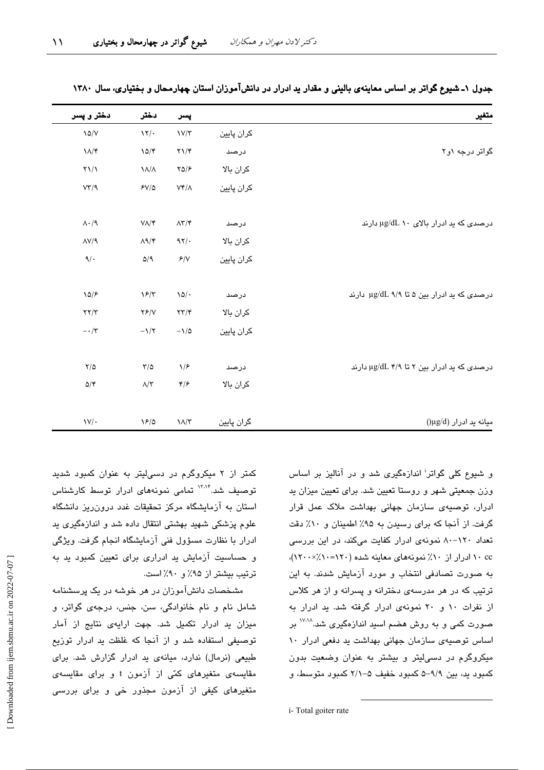جدول ۱ـ شیوع گواتر بر اساس معاینه‌ی بالینی و مقدار ید ادرار در دانش‌آموزان استان چهارمحال و بختیاری، سال ۱۳۸۰

| متغیر | | پسر | دختر | دختر و پسر |
|---|---|---|---|---|
| | کران پایین | ۱۷/۳ | ۱۲/۰ | ۱۵/۷ |
| گواتر درجه ۱و۲ | درصد | ۲۱/۴ | ۱۵/۴ | ۱۸/۴ |
| | کران بالا | ۲۵/۶ | ۱۸/۸ | ۲۱/۱ |
| | کران پایین | ۷۴/۸ | ۶۷/۵ | ۷۳/۹ |
| درصدی که ید ادرار بالای ۱۰ µg/dL دارند | درصد | ۸۳/۴ | ۷۸/۴ | ۸۰/۹ |
| | کران بالا | ۹۲/۰ | ۸۹/۴ | ۸۷/۹ |
| | کران پایین | ۶/۷ | ۵/۹ | ۹/۰ |
| درصدی که ید ادرار بین ۵ تا ۹/۹ µg/dL دارند | درصد | ۱۵/۰ | ۱۶/۳ | ۱۵/۶ |
| | کران بالا | ۲۳/۴ | ۲۶/۷ | ۲۲/۳ |
| | کران پایین | -۱/۵ | -۱/۲ | -۰/۳ |
| درصدی که ید ادرار بین ۲ تا ۴/۹ µg/dL دارند | درصد | ۱/۶ | ۳/۵ | ۲/۵ |
| | کران بالا | ۴/۶ | ۸/۳ | ۵/۴ |
| میانه ید ادرار (µg/d) | گران پایین | ۱۸/۳ | ۱۶/۵ | ۱۷/۰ |

و شیوع کلی گواتر[i] اندازه‌گیری شد و در آنالیز بر اساس وزن جمعیتی شهر و روستا تعیین شد. برای تعیین میزان ید ادرار، توصیه‌ی سازمان جهانی بهداشت ملاک عمل قرار گرفت. از آنجا که برای رسیدن به ۹۵٪ اطمینان و ۱۰٪ دقت تعداد ۱۲۰-۸۰ نمونه‌ی ادرار کفایت می‌کند، در این بررسی ۱۰ cc ادرار از ۱۰٪ نمونه‌های معاینه شده (۱۲۰=۱۰٪×۱۲۰۰)، به صورت تصادفی انتخاب و مورد آزمایش شدند. به این ترتیب که در هر مدرسه‌ی دخترانه و پسرانه و از هر کلاس از نفرات ۱۰ و ۲۰ نمونه‌ی ادرار گرفته شد. ید ادرار به صورت کمی و به روش هضم اسید اندازه‌گیری شد.[17,18] بر اساس توصیه‌ی سازمان جهانی بهداشت ید دفعی ادرار ۱۰ میکروگرم در دسی‌لیتر و بیشتر به عنوان وضعیت بدون کمبود ید، بین ۹/۹-۵ کمبود خفیف ۵-۲/۱ کمبود متوسط، و کمتر از ۲ میکروگرم در دسی‌لیتر به عنوان کمبود شدید توصیف شد.[13,14] تمامی نمونه‌های ادرار توسط کارشناس استان به آزمایشگاه مرکز تحقیقات غدد درون‌ریز دانشگاه علوم پزشکی شهید بهشتی انتقال داده شد و اندازه‌گیری ید ادرار با نظارت مسؤول فنی آزمایشگاه انجام گرفت. ویژگی و حساسیت آزمایش ید ادراری برای تعیین کمبود ید به ترتیب بیشتر از ۹۵٪ و ۹۰٪ است.

مشخصات دانش‌آموزان در هر خوشه در یک پرسشنامه شامل نام و نام خانوادگی، سن، جنس، درجه‌ی گواتر، و میزان ید ادرار تکمیل شد. جهت ارایه‌ی نتایج از آمار توصیفی استفاده شد و از آنجا که غلظت ید ادرار توزیع طبیعی (نرمال) ندارد، میانه‌ی ید ادرار گزارش شد. برای مقایسه‌ی متغیرهای کمّی از آزمون t و برای مقایسه‌ی متغیرهای کیفی از آزمون مجذور خی و برای بررسی

i- Total goiter rate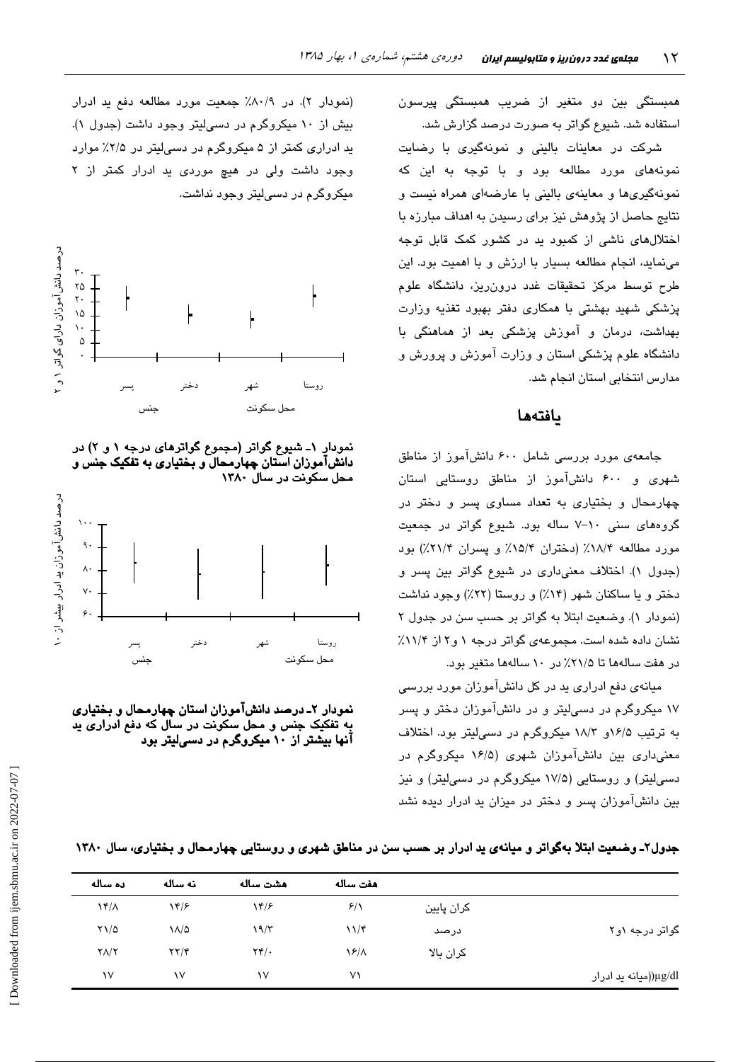همبستگی بین دو متغیر از ضریب همبستگی پیرسون استفاده شد. شیوع گواتر به صورت درصد گزارش شد.

شرکت در معاینات بالینی و نمونه‌گیری با رضایت نمونه‌های مورد مطالعه بود و با توجه به این که نمونه‌گیری‌ها و معاینه‌ی بالینی با عارضه‌ای همراه نیست و نتایج حاصل از پژوهش نیز برای رسیدن به اهداف مبارزه با اختلال‌های ناشی از کمبود ید در کشور کمک قابل توجه می‌نماید، انجام مطالعه بسیار با ارزش و با اهمیت بود. این طرح توسط مرکز تحقیقات غدد درون‌ریز، دانشگاه علوم پزشکی شهید بهشتی با همکاری دفتر بهبود تغذیه وزارت بهداشت، درمان و آموزش پزشکی بعد از هماهنگی با دانشگاه علوم پزشکی استان و وزارت آموزش و پرورش و مدارس انتخابی استان انجام شد.

## یافته‌ها

جامعه‌ی مورد بررسی شامل ۶۰۰ دانش‌آموز از مناطق شهری و ۶۰۰ دانش‌آموز از مناطق روستایی استان چهارمحال و بختیاری به تعداد مساوی پسر و دختر در گروه‌های سنی ۱۰-۷ ساله بود. شیوع گواتر در جمعیت مورد مطالعه ۱۸/۴٪ (دختران ۱۵/۴٪ و پسران ۲۱/۴٪) بود (جدول ۱). اختلاف معنی‌داری در شیوع گواتر بین پسر و دختر و یا ساکنان شهر (۱۴٪) و روستا (۲۲٪) وجود نداشت (نمودار ۱). وضعیت ابتلا به گواتر بر حسب سن در جدول ۲ نشان داده شده است. مجموعه‌ی گواتر درجه ۱ و ۲ از ۱۱/۴٪ در هفت ساله‌ها تا ۲۱/۵٪ در ۱۰ ساله‌ها متغیر بود.

میانه‌ی دفع ادراری ید در کل دانش‌آموزان مورد بررسی ۱۷ میکروگرم در دسی‌لیتر و در دانش‌آموزان دختر و پسر به ترتیب ۱۶/۵و ۱۸/۳ میکروگرم در دسی‌لیتر بود. اختلاف معنی‌داری بین دانش‌آموزان شهری (۱۶/۵ میکروگرم در دسی‌لیتر) و روستایی (۱۷/۵ میکروگرم در دسی‌لیتر) و نیز بین دانش‌آموزان پسر و دختر در میزان ید ادرار دیده نشد (نمودار ۲). در ۸۰/۹٪ جمعیت مورد مطالعه دفع ید ادرار بیش از ۱۰ میکروگرم در دسی‌لیتر وجود داشت (جدول ۱). ید ادراری کمتر از ۵ میکروگرم در دسی‌لیتر در ۲/۵٪ موارد وجود داشت ولی در هیچ موردی ید ادرار کمتر از ۲ میکروگرم در دسی‌لیتر وجود نداشت.

**نمودار ۱- شیوع گواتر (مجموع گواترهای درجه ۱ و ۲) در دانش‌آموزان استان چهارمحال و بختیاری به تفکیک جنس و محل سکونت در سال ۱۳۸۰**

**نمودار ۲- درصد دانش‌آموزان استان چهارمحال و بختیاری به تفکیک جنس و محل سکونت در سال که دفع ادراری ید آنها بیشتر از ۱۰ میکروگرم در دسی‌لیتر بود**

**جدول۲- وضعیت ابتلا به‌گواتر و میانه‌ی ید ادرار بر حسب سن در مناطق شهری و روستایی چهارمحال و بختیاری، سال ۱۳۸۰**

| | | هفت ساله | هشت ساله | نه ساله | ده ساله |
|---|---|---|---|---|---|
| گواتر درجه ۱و۲ | کران پایین | ۶/۱ | ۱۴/۶ | ۱۴/۶ | ۱۴/۸ |
| | درصد | ۱۱/۴ | ۱۹/۳ | ۱۸/۵ | ۲۱/۵ |
| | کران بالا | ۱۶/۸ | ۲۴/۰ | ۲۲/۴ | ۲۸/۲ |
| (µg/dl)(میانه ید ادرار | | ۷۱ | ۱۷ | ۱۷ | ۱۷ |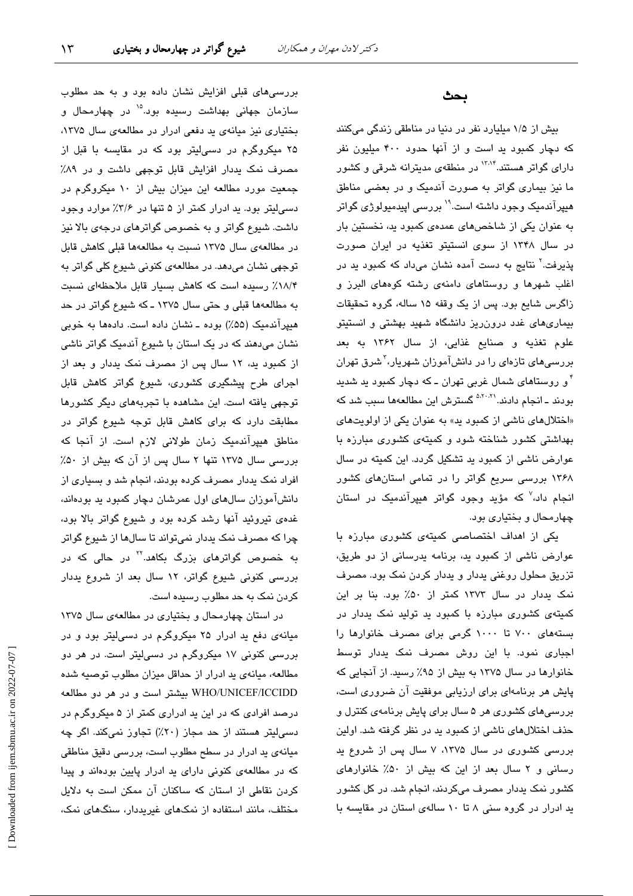## بحث

بیش از ۱/۵ میلیارد نفر در دنیا در مناطق زندگی می‌کنند که دچار کمبود ید است و از آنها حدود ۴۰۰ میلیون نفر دارای گواتر هستند.[13,14] در منطقه‌ی مدیترانه شرقی و کشور ما نیز بیماری گواتر به صورت آندمیک و در بعضی مناطق هیپرآندمیک وجود داشته است.[19] بررسی اپیدمیولوژی گواتر به عنوان یکی از شاخص‌های عمده‌ی کمبود ید، نخستین بار در سال ۱۳۴۸ از سوی انستیتو تغذیه در ایران صورت پذیرفت.[2] نتایج به دست آمده نشان می‌داد که کمبود ید در اغلب شهرها و روستاهای دامنه‌ی رشته کوه‌های البرز و زاگرس شایع بود. پس از یک وقفه ۱۵ ساله، گروه تحقیقات بیماری‌های غدد درون‌ریز دانشگاه شهید بهشتی و انستیتو علوم تغذیه و صنایع غذایی، از سال ۱۳۶۲ به بعد بررسی‌های تازه‌ای را در دانش‌آموزان شهریار،[3] شرق تهران[4] و روستاهای شمال غربی تهران ـ که دچار کمبود ید شدید بودند ـ انجام دادند.[5,20,21] گسترش این مطالعه‌ها سبب شد که «اختلال‌های ناشی از کمبود ید» به عنوان یکی از اولویت‌های بهداشتی کشور شناخته شود و کمیته‌ی کشوری مبارزه با عوارض ناشی از کمبود ید تشکیل گردد. این کمیته در سال ۱۳۶۸ بررسی سریع گواتر را در تمامی استان‌های کشور انجام داد،[7] که مؤید وجود گواتر هیپرآندمیک در استان چهارمحال و بختیاری بود.

یکی از اهداف اختصاصی کمیته‌ی کشوری مبارزه با عوارض ناشی از کمبود ید، برنامه یدرسانی از دو طریق، تزریق محلول روغنی یددار و یددار کردن نمک بود. مصرف نمک یددار در سال ۱۳۷۳ کمتر از ۵۰٪ بود. بنا بر این کمیته‌ی کشوری مبارزه با کمبود ید تولید نمک یددار در بسته‌های ۷۰۰ تا ۱۰۰۰ گرمی برای مصرف خانوارها را اجباری نمود. با این روش مصرف نمک یددار توسط خانوارها در سال ۱۳۷۵ به بیش از ۹۵٪ رسید. از آنجایی که پایش هر برنامه‌ای برای ارزیابی موفقیت آن ضروری است، بررسی‌های کشوری هر ۵ سال برای پایش برنامه‌ی کنترل و حذف اختلال‌های ناشی از کمبود ید در نظر گرفته شد. اولین بررسی کشوری در سال ۱۳۷۵، ۷ سال پس از شروع ید رسانی و ۲ سال بعد از این که بیش از ۵۰٪ خانوارهای کشور نمک یددار مصرف می‌کردند، انجام شد. در کل کشور ید ادرار در گروه سنی ۸ تا ۱۰ ساله‌ی استان در مقایسه با بررسی‌های قبلی افزایش نشان داده بود و به حد مطلوب سازمان جهانی بهداشت رسیده بود.[15] در چهارمحال و بختیاری نیز میانه‌ی ید دفعی ادرار در مطالعه‌ی سال ۱۳۷۵، ۲۵ میکروگرم در دسی‌لیتر بود که در مقایسه با قبل از مصرف نمک یددار افزایش قابل توجهی داشت و در ۸۹٪ جمعیت مورد مطالعه این میزان بیش از ۱۰ میکروگرم در دسی‌لیتر بود. ید ادرار کمتر از ۵ تنها در ۳/۶٪ موارد وجود داشت. شیوع گواتر و به خصوص گواترهای درجه‌ی بالا نیز در مطالعه‌ی سال ۱۳۷۵ نسبت به مطالعه‌ها قبلی کاهش قابل توجهی نشان می‌دهد. در مطالعه‌ی کنونی شیوع کلی گواتر به ۱۸/۴٪ رسیده است که کاهش بسیار قابل ملاحظه‌ای نسبت به مطالعه‌ها قبلی و حتی سال ۱۳۷۵ ـ که شیوع گواتر در حد هیپرآندمیک (۵۵٪) بوده ـ نشان داده است. داده‌ها به خوبی نشان می‌دهند که در یک استان با شیوع آندمیک گواتر ناشی از کمبود ید، ۱۲ سال پس از مصرف نمک یددار و بعد از اجرای طرح پیشگیری کشوری، شیوع گواتر کاهش قابل توجهی یافته است. این مشاهده با تجربه‌های دیگر کشورها مطابقت دارد که برای کاهش قابل توجه شیوع گواتر در مناطق هیپرآندمیک زمان طولانی لازم است. از آنجا که بررسی سال ۱۳۷۵ تنها ۲ سال پس از آن که بیش از ۵۰٪ افراد نمک یددار مصرف کرده بودند، انجام شد و بسیاری از دانش‌آموزان سال‌های اول عمرشان دچار کمبود ید بوده‌اند، غده‌ی تیروئید آنها رشد کرده بود و شیوع گواتر بالا بود، چرا که مصرف نمک یددار نمی‌تواند تا سال‌ها از شیوع گواتر به خصوص گواترهای بزرگ بکاهد.[22] در حالی که در بررسی کنونی شیوع گواتر، ۱۲ سال بعد از شروع یددار کردن نمک به حد مطلوب رسیده است.

در استان چهارمحال و بختیاری در مطالعه‌ی سال ۱۳۷۵ میانه‌ی دفع ید ادرار ۲۵ میکروگرم در دسی‌لیتر بود و در بررسی کنونی ۱۷ میکروگرم در دسی‌لیتر است. در هر دو مطالعه، میانه‌ی ید ادرار از حداقل میزان مطلوب توصیه شده WHO/UNICEF/ICCIDD بیشتر است و در هر دو مطالعه درصد افرادی که در این ید ادراری کمتر از ۵ میکروگرم در دسی‌لیتر هستند از حد مجاز (۲۰٪) تجاوز نمی‌کند. اگر چه میانه‌ی ید ادرار در سطح مطلوب است، بررسی دقیق مناطقی که در مطالعه‌ی کنونی دارای ید ادرار پایین بوده‌اند و پیدا کردن نقاطی از استان که ساکنان آن ممکن است به دلایل مختلف، مانند استفاده از نمک‌های غیریددار، سنگ‌های نمک،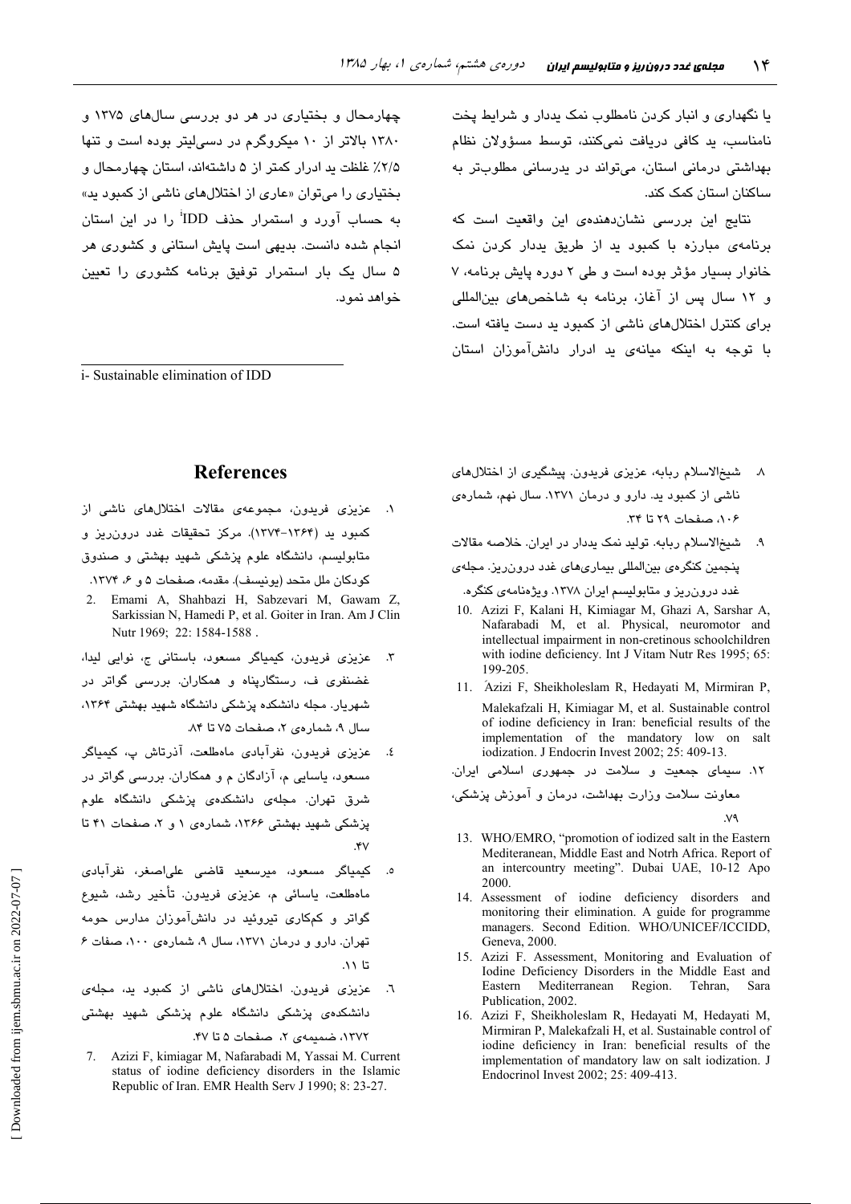یا نگهداری و انبار کردن نامطلوب نمک یددار و شرایط پخت نامناسب، ید کافی دریافت نمی‌کنند، توسط مسؤولان نظام بهداشتی درمانی استان، می‌تواند در یدرسانی مطلوب‌تر به ساکنان استان کمک کند.

نتایج این بررسی نشان‌دهنده‌ی این واقعیت است که برنامه‌ی مبارزه با کمبود ید از طریق یددار کردن نمک خانوار بسیار مؤثر بوده است و طی ۲ دوره پایش برنامه، ۷ و ۱۲ سال پس از آغاز، برنامه به شاخص‌های بین‌المللی برای کنترل اختلال‌های ناشی از کمبود ید دست یافته است. با توجه به اینکه میانه‌ی ید ادرار دانش‌آموزان استان چهارمحال و بختیاری در هر دو بررسی سال‌های ۱۳۷۵ و ۱۳۸۰ بالاتر از ۱۰ میکروگرم در دسی‌لیتر بوده است و تنها ۲/۵٪ غلظت ید ادرار کمتر از ۵ داشته‌اند، استان چهارمحال و بختیاری را می‌توان «عاری از اختلال‌های ناشی از کمبود ید» به حساب آورد و استمرار حذف IDD[i] را در این استان انجام شده دانست. بدیهی است پایش استانی و کشوری هر ۵ سال یک بار استمرار توفیق برنامه کشوری را تعیین خواهد نمود.

i- Sustainable elimination of IDD

## References

۱. عزیزی فریدون، مجموعه‌ی مقالات اختلال‌های ناشی از کمبود ید (۱۳۷۴-۱۳۶۴). مرکز تحقیقات غدد درون‌ریز و متابولیسم، دانشگاه علوم پزشکی شهید بهشتی و صندوق کودکان ملل متحد (یونیسف). مقدمه، صفحات ۵ و ۶، ۱۳۷۴.

2. Emami A, Shahbazi H, Sabzevari M, Gawam Z, Sarkissian N, Hamedi P, et al. Goiter in Iran. Am J Clin Nutr 1969; 22: 1584-1588 .

۳. عزیزی فریدون، کیمیاگر مسعود، باستانی ج، نوایی لیدا، غضنفری ف، رستگارپناه و همکاران. بررسی گواتر در شهریار. مجله دانشکده پزشکی دانشگاه شهید بهشتی ۱۳۶۴، سال ۹، شماره‌ی ۲، صفحات ۷۵ تا ۸۴.

٤. عزیزی فریدون، نفرآبادی ماه‌طلعت، آذرتاش پ، کیمیاگر مسعود، یاسایی م، آزادگان م و همکاران. بررسی گواتر در شرق تهران. مجله‌ی دانشکده‌ی پزشکی دانشگاه علوم پزشکی شهید بهشتی ۱۳۶۶، شماره‌ی ۱ و ۲، صفحات ۴۱ تا ۴۷.

٥. کیمیاگر مسعود، میرسعید قاضی علی‌اصغر، نفرآبادی ماه‌طلعت، یاسائی م، عزیزی فریدون. تأخیر رشد، شیوع گواتر و کم‌کاری تیروئید در دانش‌آموزان مدارس حومه تهران. دارو و درمان ۱۳۷۱، سال ۹، شماره‌ی ۱۰۰، صفات ۶ تا ۱۱.

٦. عزیزی فریدون. اختلال‌های ناشی از کمبود ید، مجله‌ی دانشکده‌ی پزشکی دانشگاه علوم پزشکی شهید بهشتی ۱۳۷۲، ضمیمه‌ی ۲، صفحات ۵ تا ۴۷.

7. Azizi F, kimiagar M, Nafarabadi M, Yassai M. Current status of iodine deficiency disorders in the Islamic Republic of Iran. EMR Health Serv J 1990; 8: 23-27.

۸. شیخ‌الاسلام ربابه، عزیزی فریدون. پیشگیری از اختلال‌های ناشی از کمبود ید. دارو و درمان ۱۳۷۱. سال نهم، شماره‌ی ۱۰۶، صفحات ۲۹ تا ۳۴.

۹. شیخ‌الاسلام ربابه. تولید نمک یددار در ایران. خلاصه مقالات پنجمین کنگره‌ی بین‌المللی بیماری‌های غدد درون‌ریز. مجله‌ی غدد درون‌ریز و متابولیسم ایران ۱۳۷۸. ویژه‌نامه‌ی کنگره.

10. Azizi F, Kalani H, Kimiagar M, Ghazi A, Sarshar A, Nafarabadi M, et al. Physical, neuromotor and intellectual impairment in non-cretinous schoolchildren with iodine deficiency. Int J Vitam Nutr Res 1995; 65: 199-205.

11. Azizi F, Sheikholeslam R, Hedayati M, Mirmiran P, Malekafzali H, Kimiagar M, et al. Sustainable control of iodine deficiency in Iran: beneficial results of the implementation of the mandatory low on salt iodization. J Endocrin Invest 2002; 25: 409-13.

۱۲. سیمای جمعیت و سلامت در جمهوری اسلامی ایران. معاونت سلامت وزارت بهداشت، درمان و آموزش پزشکی، ۷۹.

13. WHO/EMRO, "promotion of iodized salt in the Eastern Mediteranean, Middle East and Notrh Africa. Report of an intercountry meeting". Dubai UAE, 10-12 Apo 2000.

14. Assessment of iodine deficiency disorders and monitoring their elimination. A guide for programme managers. Second Edition. WHO/UNICEF/ICCIDD, Geneva, 2000.

15. Azizi F. Assessment, Monitoring and Evaluation of Iodine Deficiency Disorders in the Middle East and Eastern Mediterranean Region. Tehran, Sara Publication, 2002.

16. Azizi F, Sheikholeslam R, Hedayati M, Hedayati M, Mirmiran P, Malekafzali H, et al. Sustainable control of iodine deficiency in Iran: beneficial results of the implementation of mandatory law on salt iodization. J Endocrinol Invest 2002; 25: 409-413.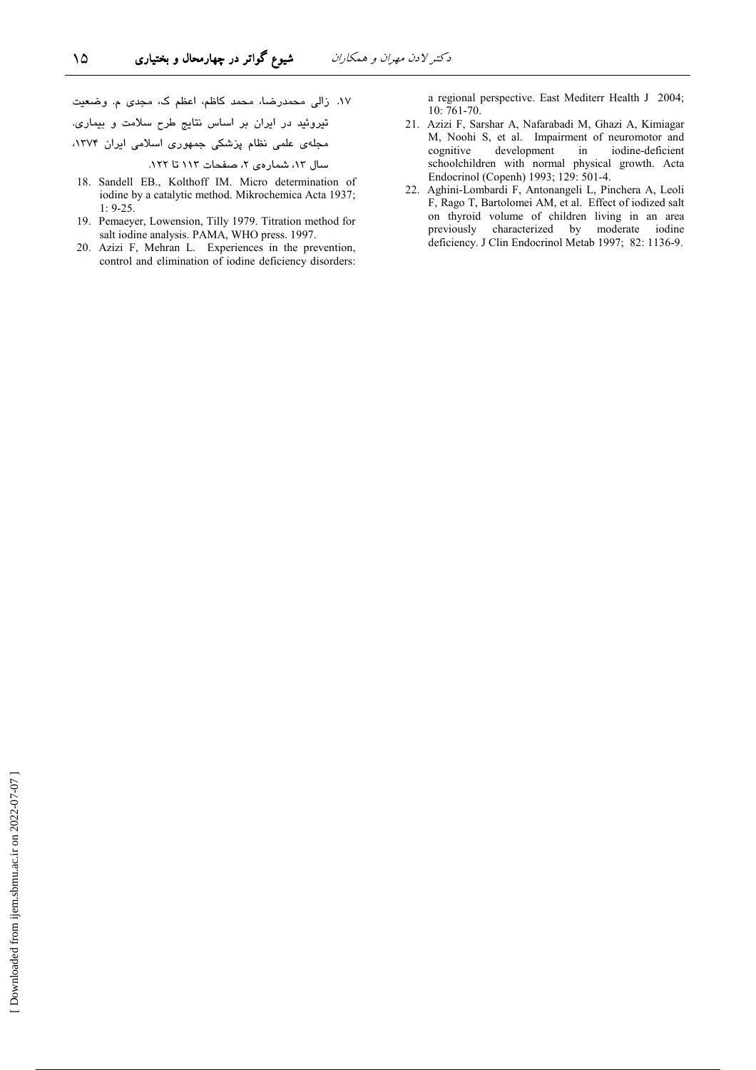۱۷. زالی محمدرضا، محمد کاظم، اعظم ک، مجدی م. وضعیت تیروئید در ایران بر اساس نتایج طرح سلامت و بیماری. مجله‌ی علمی نظام پزشکی جمهوری اسلامی ایران ۱۳۷۴، سال ۱۳، شماره‌ی ۲، صفحات ۱۱۳ تا ۱۲۲.

18. Sandell EB., Kolthoff IM. Micro determination of iodine by a catalytic method. Mikrochemica Acta 1937; 1: 9-25.
19. Pemaeyer, Lowension, Tilly 1979. Titration method for salt iodine analysis. PAMA, WHO press. 1997.
20. Azizi F, Mehran L. Experiences in the prevention, control and elimination of iodine deficiency disorders: a regional perspective. East Mediterr Health J 2004; 10: 761-70.
21. Azizi F, Sarshar A, Nafarabadi M, Ghazi A, Kimiagar M, Noohi S, et al. Impairment of neuromotor and cognitive development in iodine-deficient schoolchildren with normal physical growth. Acta Endocrinol (Copenh) 1993; 129: 501-4.
22. Aghini-Lombardi F, Antonangeli L, Pinchera A, Leoli F, Rago T, Bartolomei AM, et al. Effect of iodized salt on thyroid volume of children living in an area previously characterized by moderate iodine deficiency. J Clin Endocrinol Metab 1997; 82: 1136-9.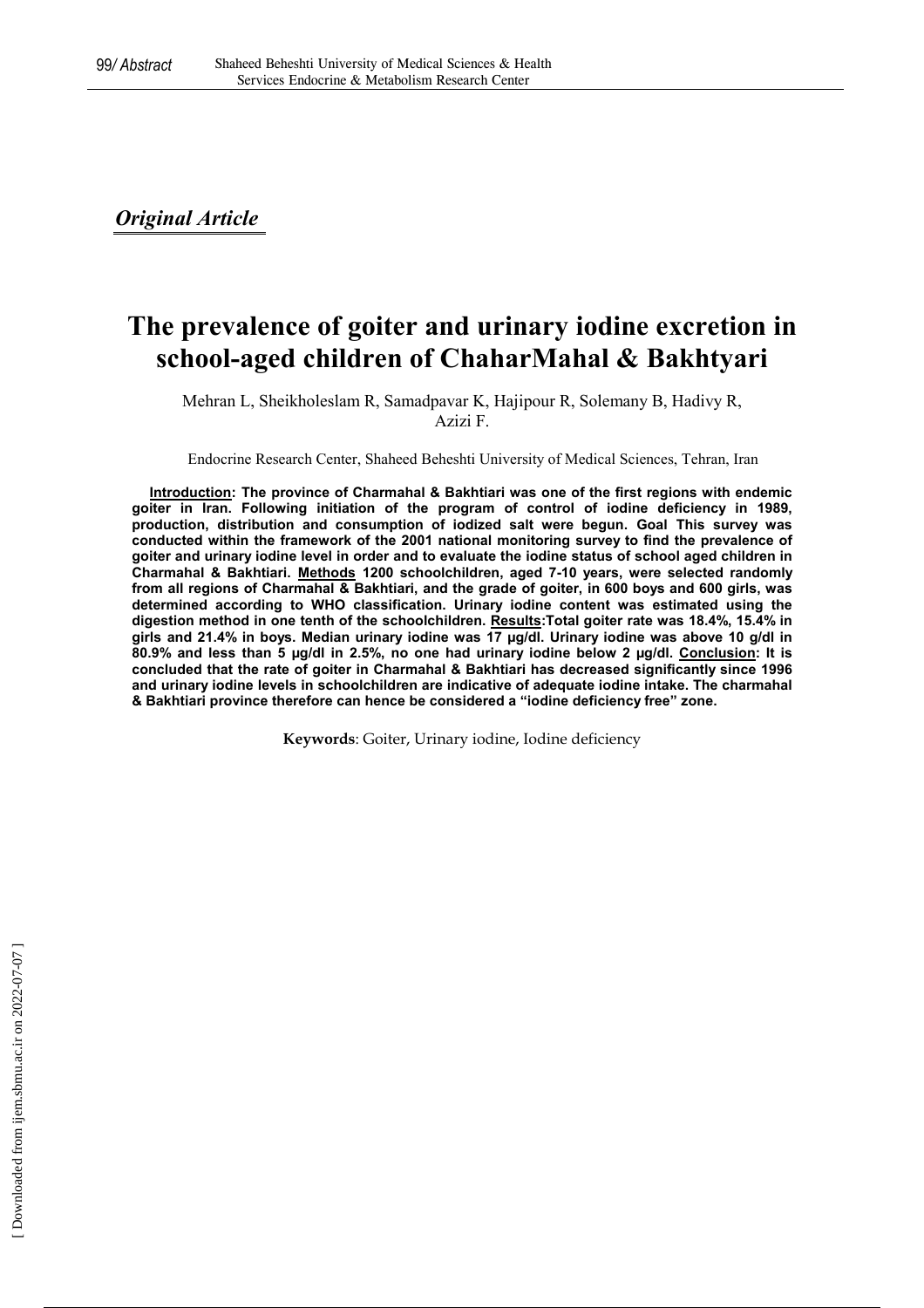*Original Article*

# The prevalence of goiter and urinary iodine excretion in school-aged children of ChaharMahal & Bakhtyari

Mehran L, Sheikholeslam R, Samadpavar K, Hajipour R, Solemany B, Hadivy R, Azizi F.

Endocrine Research Center, Shaheed Beheshti University of Medical Sciences, Tehran, Iran

**Introduction: The province of Charmahal & Bakhtiari was one of the first regions with endemic goiter in Iran. Following initiation of the program of control of iodine deficiency in 1989, production, distribution and consumption of iodized salt were begun. Goal This survey was conducted within the framework of the 2001 national monitoring survey to find the prevalence of goiter and urinary iodine level in order and to evaluate the iodine status of school aged children in Charmahal & Bakhtiari. Methods 1200 schoolchildren, aged 7-10 years, were selected randomly from all regions of Charmahal & Bakhtiari, and the grade of goiter, in 600 boys and 600 girls, was determined according to WHO classification. Urinary iodine content was estimated using the digestion method in one tenth of the schoolchildren. Results: Total goiter rate was 18.4%, 15.4% in girls and 21.4% in boys. Median urinary iodine was 17 µg/dl. Urinary iodine was above 10 g/dl in 80.9% and less than 5 µg/dl in 2.5%, no one had urinary iodine below 2 µg/dl. Conclusion: It is concluded that the rate of goiter in Charmahal & Bakhtiari has decreased significantly since 1996 and urinary iodine levels in schoolchildren are indicative of adequate iodine intake. The charmahal & Bakhtiari province therefore can hence be considered a "iodine deficiency free" zone.**

**Keywords**: Goiter, Urinary iodine, Iodine deficiency